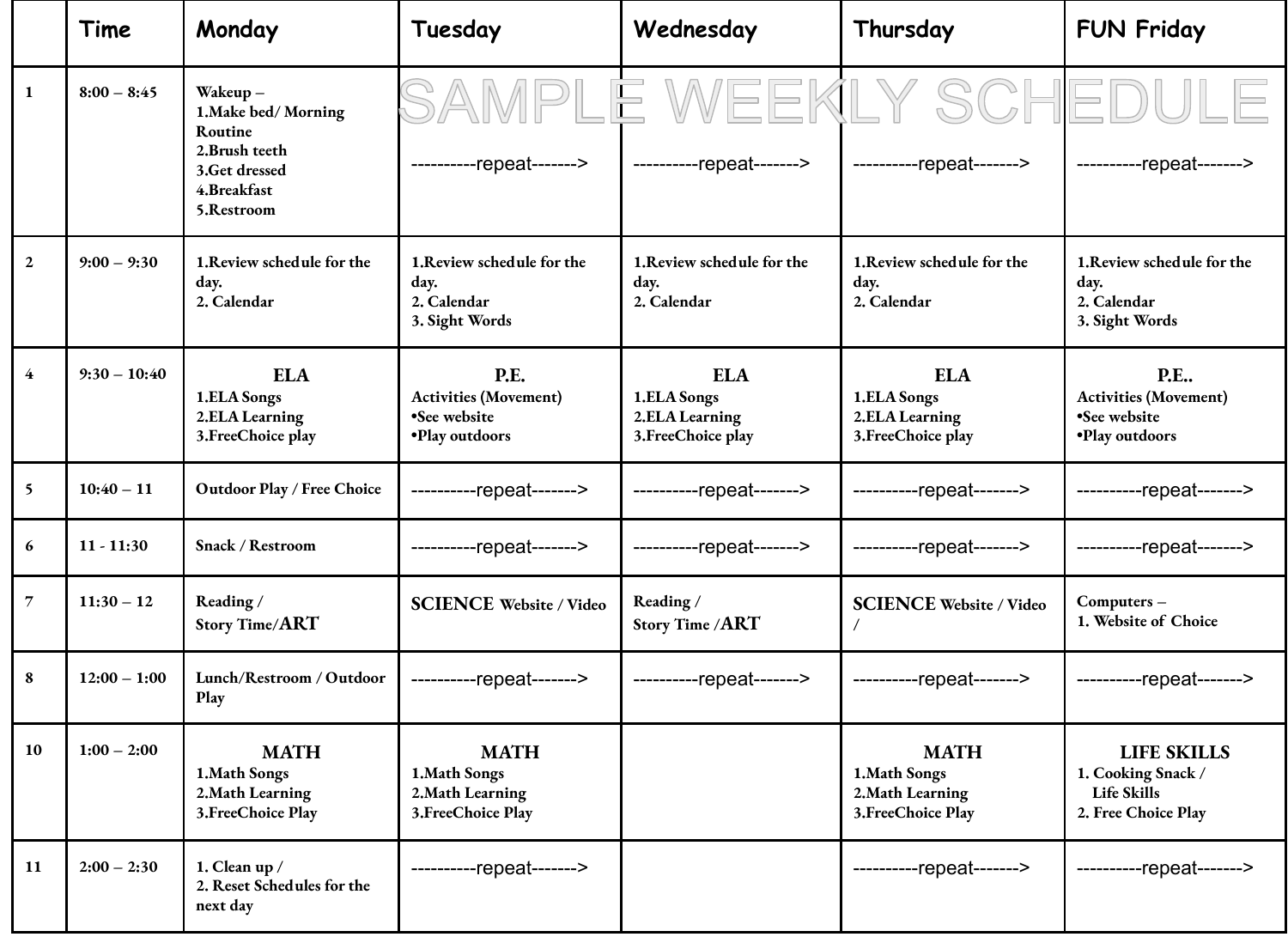SAMPLE WEEKLY SCHEDULE

| | Time | Monday | Tuesday | Wednesday | Thursday | FUN Friday |
|---|---|---|---|---|---|---|
| 1 | 8:00 – 8:45 | Wakeup – 1.Make bed/ Morning Routine 2.Brush teeth 3.Get dressed 4.Breakfast 5.Restroom | ----------repeat-------> | ----------repeat-------> | ----------repeat-------> | ----------repeat-------> |
| 2 | 9:00 – 9:30 | 1.Review schedule for the day. 2. Calendar | 1.Review schedule for the day. 2. Calendar 3. Sight Words | 1.Review schedule for the day. 2. Calendar | 1.Review schedule for the day. 2. Calendar | 1.Review schedule for the day. 2. Calendar 3. Sight Words |
| 4 | 9:30 – 10:40 | **ELA** 1.ELA Songs 2.ELA Learning 3.FreeChoice play | **P.E.** Activities (Movement) •See website •Play outdoors | **ELA** 1.ELA Songs 2.ELA Learning 3.FreeChoice play | **ELA** 1.ELA Songs 2.ELA Learning 3.FreeChoice play | **P.E..** Activities (Movement) •See website •Play outdoors |
| 5 | 10:40 – 11 | Outdoor Play / Free Choice | ----------repeat-------> | ----------repeat-------> | ----------repeat-------> | ----------repeat-------> |
| 6 | 11 - 11:30 | Snack / Restroom | ----------repeat-------> | ----------repeat-------> | ----------repeat-------> | ----------repeat-------> |
| 7 | 11:30 – 12 | Reading / Story Time/ART | SCIENCE Website / Video | Reading / Story Time /ART | SCIENCE Website / Video / | Computers – 1. Website of Choice |
| 8 | 12:00 – 1:00 | Lunch/Restroom / Outdoor Play | ----------repeat-------> | ----------repeat-------> | ----------repeat-------> | ----------repeat-------> |
| 10 | 1:00 – 2:00 | **MATH** 1.Math Songs 2.Math Learning 3.FreeChoice Play | **MATH** 1.Math Songs 2.Math Learning 3.FreeChoice Play | | **MATH** 1.Math Songs 2.Math Learning 3.FreeChoice Play | **LIFE SKILLS** 1. Cooking Snack / Life Skills 2. Free Choice Play |
| 11 | 2:00 – 2:30 | 1. Clean up / 2. Reset Schedules for the next day | ----------repeat-------> | | ----------repeat-------> | ----------repeat-------> |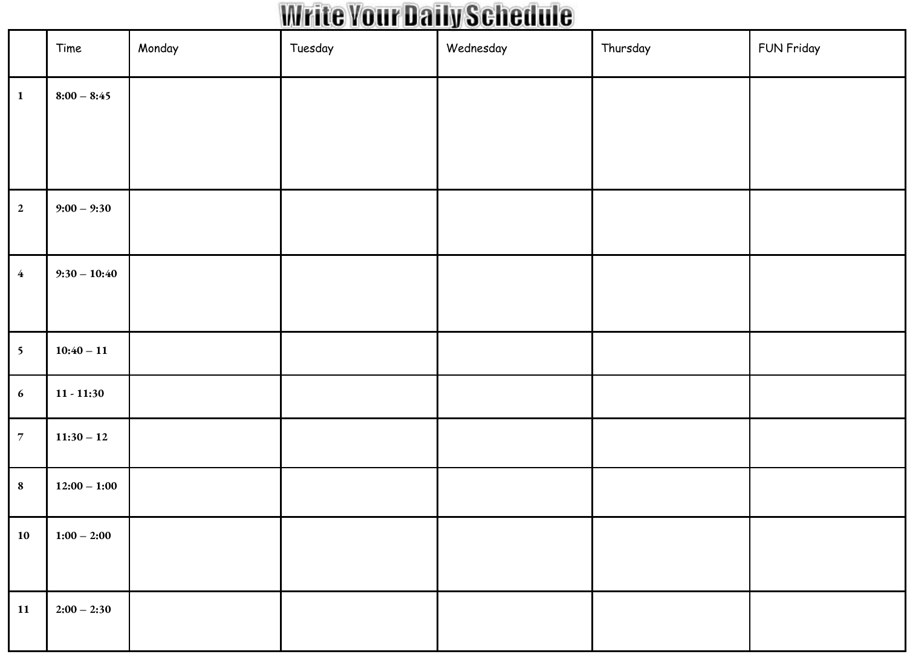# Write Your Daily Schedule

| | Time | Monday | Tuesday | Wednesday | Thursday | FUN Friday |
|---|---|---|---|---|---|---|
| 1 | 8:00 – 8:45 | | | | | |
| 2 | 9:00 – 9:30 | | | | | |
| 4 | 9:30 – 10:40 | | | | | |
| 5 | 10:40 – 11 | | | | | |
| 6 | 11 - 11:30 | | | | | |
| 7 | 11:30 – 12 | | | | | |
| 8 | 12:00 – 1:00 | | | | | |
| 10 | 1:00 – 2:00 | | | | | |
| 11 | 2:00 – 2:30 | | | | | |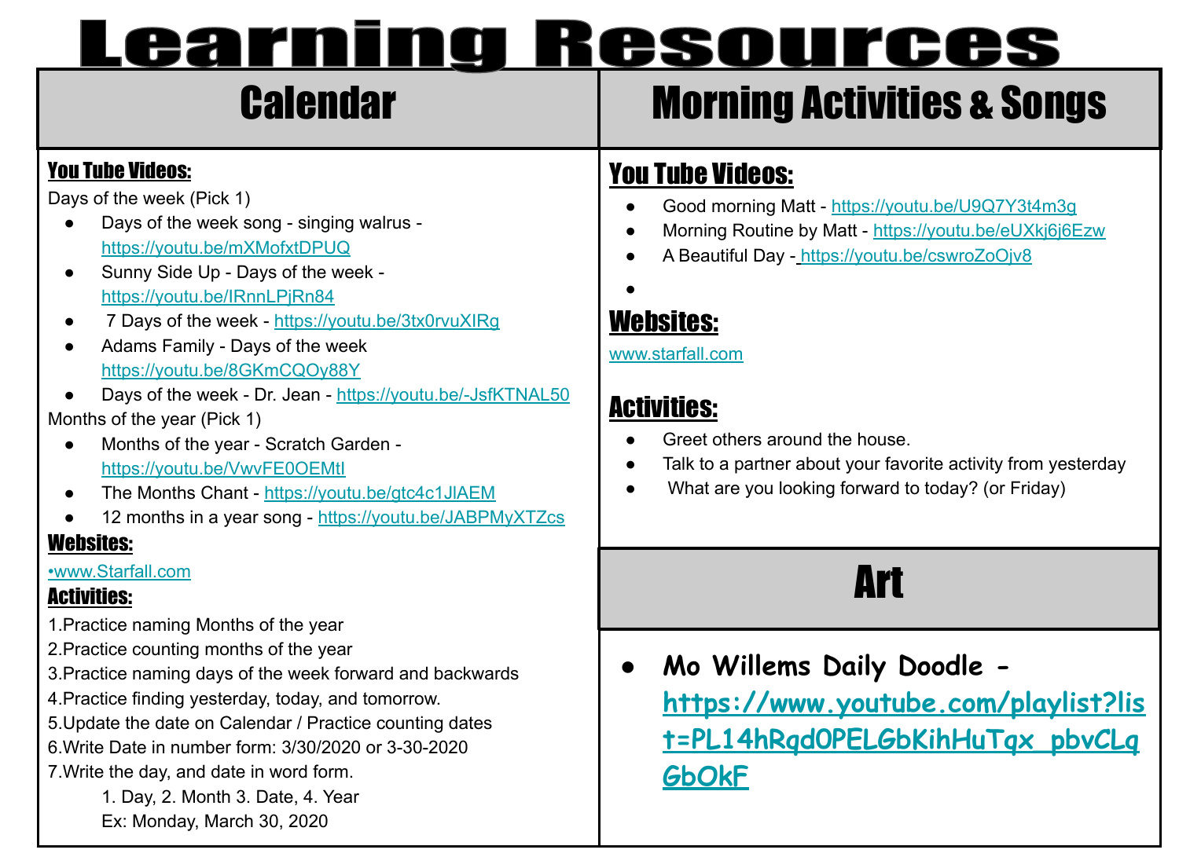# Learning Resources

## Calendar

**You Tube Videos:**

Days of the week (Pick 1)

- Days of the week song - singing walrus - https://youtu.be/mXMofxtDPUQ
- Sunny Side Up - Days of the week - https://youtu.be/IRnnLPjRn84
- 7 Days of the week - https://youtu.be/3tx0rvuXIRg
- Adams Family - Days of the week https://youtu.be/8GKmCQOy88Y
- Days of the week - Dr. Jean - https://youtu.be/-JsfKTNAL50

Months of the year (Pick 1)

- Months of the year - Scratch Garden - https://youtu.be/VwvFE0OEMtI
- The Months Chant - https://youtu.be/gtc4c1JlAEM
- 12 months in a year song - https://youtu.be/JABPMyXTZcs

**Websites:**

•www.Starfall.com

**Activities:**

1. Practice naming Months of the year
2. Practice counting months of the year
3. Practice naming days of the week forward and backwards
4. Practice finding yesterday, today, and tomorrow.
5. Update the date on Calendar / Practice counting dates
6. Write Date in number form: 3/30/2020 or 3-30-2020
7. Write the day, and date in word form.
   1. Day, 2. Month 3. Date, 4. Year
   Ex: Monday, March 30, 2020

## Morning Activities & Songs

**You Tube Videos:**

- Good morning Matt - https://youtu.be/U9Q7Y3t4m3g
- Morning Routine by Matt - https://youtu.be/eUXkj6j6Ezw
- A Beautiful Day - https://youtu.be/cswroZoOjv8

**Websites:**

www.starfall.com

**Activities:**

- Greet others around the house.
- Talk to a partner about your favorite activity from yesterday
- What are you looking forward to today? (or Friday)

## Art

- **Mo Willems Daily Doodle - https://www.youtube.com/playlist?list=PL14hRqd0PELGbKihHuTqx_pbvCLqGbOkF**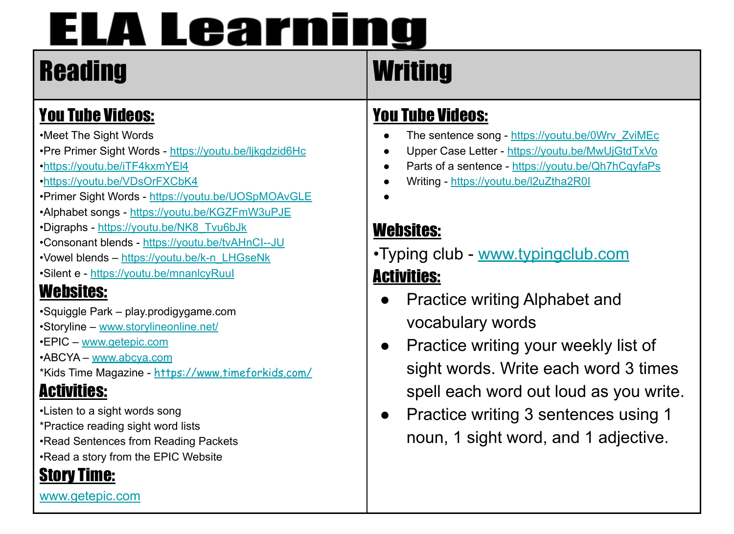# ELA Learning

## Reading

### You Tube Videos:

•Meet The Sight Words
•Pre Primer Sight Words - https://youtu.be/ljkgdzid6Hc
•https://youtu.be/iTF4kxmYEl4
•https://youtu.be/VDsOrFXCbK4
•Primer Sight Words - https://youtu.be/UOSpMOAvGLE
•Alphabet songs - https://youtu.be/KGZFmW3uPJE
•Digraphs - https://youtu.be/NK8_Tvu6bJk
•Consonant blends - https://youtu.be/tvAHnCI--JU
•Vowel blends – https://youtu.be/k-n_LHGseNk
•Silent e - https://youtu.be/mnanlcyRuuI

### Websites:

•Squiggle Park – play.prodigygame.com
•Storyline – www.storylineonline.net/
•EPIC – www.getepic.com
•ABCYA – www.abcya.com
*Kids Time Magazine - https://www.timeforkids.com/

### Activities:

•Listen to a sight words song
*Practice reading sight word lists
•Read Sentences from Reading Packets
•Read a story from the EPIC Website

### Story Time:

www.getepic.com

## Writing

### You Tube Videos:

- The sentence song - https://youtu.be/0Wrv_ZviMEc
- Upper Case Letter - https://youtu.be/MwUjGtdTxVo
- Parts of a sentence - https://youtu.be/Qh7hCqyfaPs
- Writing - https://youtu.be/l2uZtha2R0I

### Websites:

•Typing club - www.typingclub.com

### Activities:

- Practice writing Alphabet and vocabulary words
- Practice writing your weekly list of sight words. Write each word 3 times spell each word out loud as you write.
- Practice writing 3 sentences using 1 noun, 1 sight word, and 1 adjective.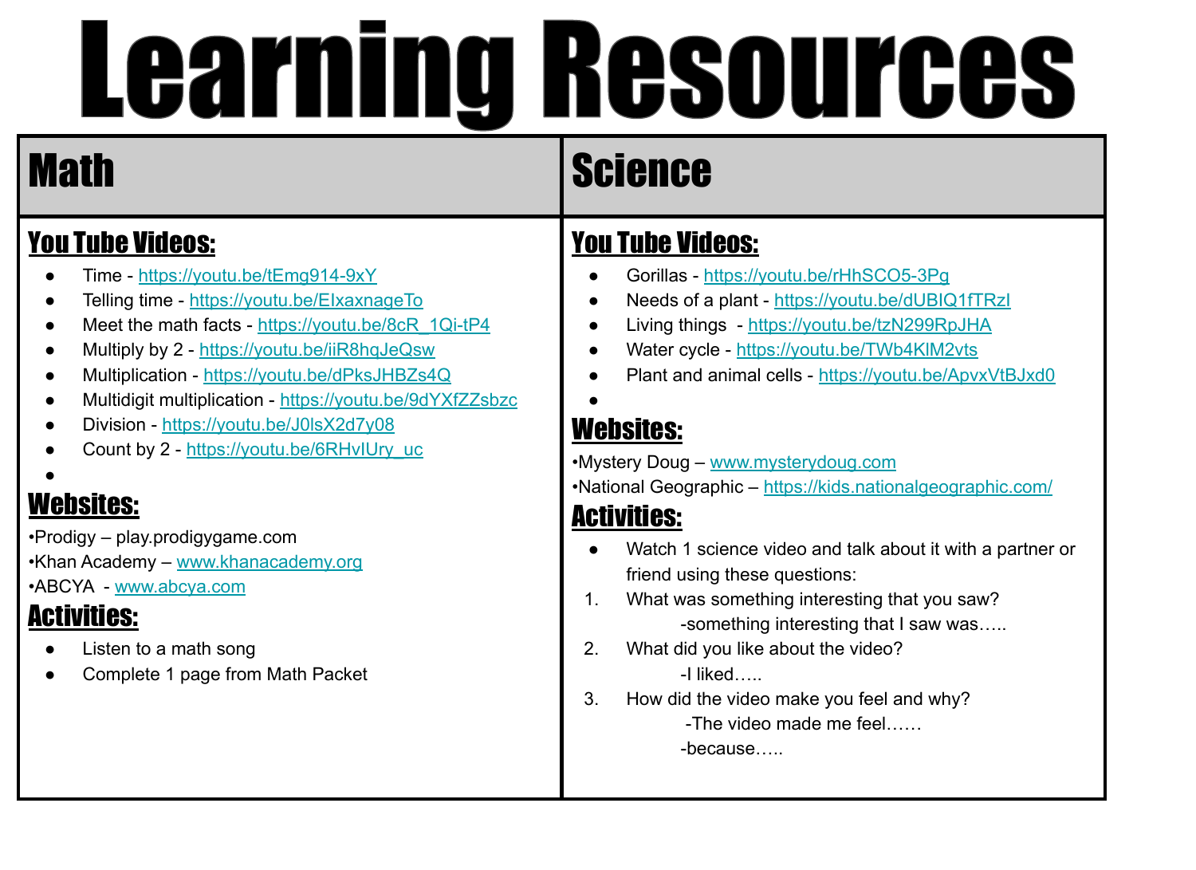# Learning Resources

## Math

### You Tube Videos:

- Time - https://youtu.be/tEmg914-9xY
- Telling time - https://youtu.be/ElxaxnageTo
- Meet the math facts - https://youtu.be/8cR_1Qi-tP4
- Multiply by 2 - https://youtu.be/iiR8hqJeQsw
- Multiplication - https://youtu.be/dPksJHBZs4Q
- Multidigit multiplication - https://youtu.be/9dYXfZZsbzc
- Division - https://youtu.be/J0lsX2d7y08
- Count by 2 - https://youtu.be/6RHvIUry_uc
-

### Websites:

•Prodigy – play.prodigygame.com
•Khan Academy – www.khanacademy.org
•ABCYA - www.abcya.com

### Activities:

- Listen to a math song
- Complete 1 page from Math Packet

## Science

### You Tube Videos:

- Gorillas - https://youtu.be/rHhSCO5-3Pg
- Needs of a plant - https://youtu.be/dUBIQ1fTRzI
- Living things - https://youtu.be/tzN299RpJHA
- Water cycle - https://youtu.be/TWb4KlM2vts
- Plant and animal cells - https://youtu.be/ApvxVtBJxd0
-

### Websites:

•Mystery Doug – www.mysterydoug.com
•National Geographic – https://kids.nationalgeographic.com/

### Activities:

- Watch 1 science video and talk about it with a partner or friend using these questions:

1. What was something interesting that you saw?
   -something interesting that I saw was…..
2. What did you like about the video?
   -I liked…..
3. How did the video make you feel and why?
   -The video made me feel……
   -because…..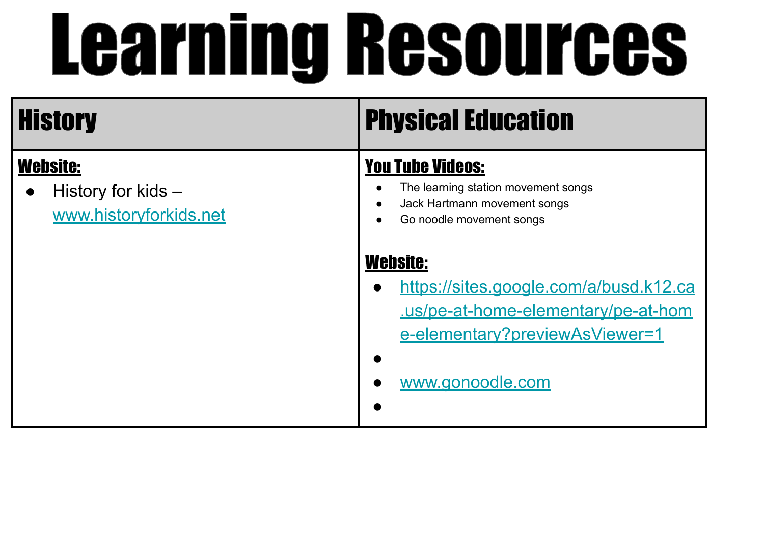# Learning Resources

| History | Physical Education |
| --- | --- |
| **Website:**<br>● History for kids – www.historyforkids.net | **You Tube Videos:**<br>● The learning station movement songs<br>● Jack Hartmann movement songs<br>● Go noodle movement songs<br><br>**Website:**<br>● https://sites.google.com/a/busd.k12.ca.us/pe-at-home-elementary/pe-at-home-elementary?previewAsViewer=1<br>●<br>● www.gonoodle.com<br>● |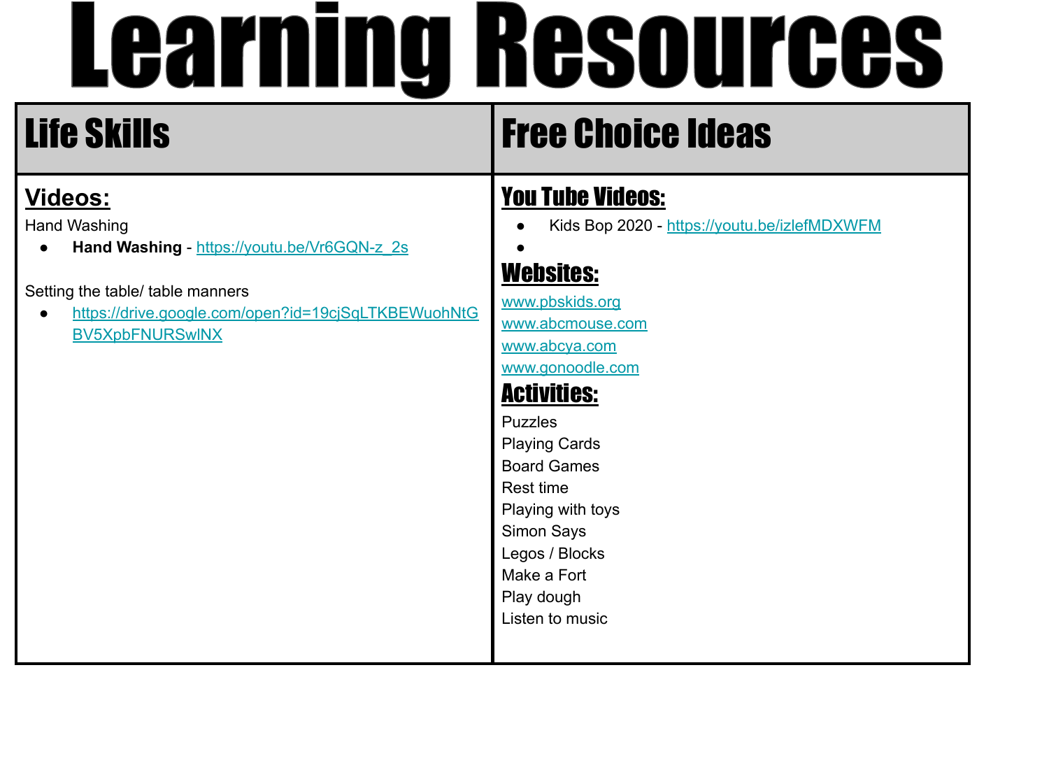# Learning Resources

| Life Skills | Free Choice Ideas |
|---|---|
| **Videos:**<br>Hand Washing<br>• **Hand Washing** - https://youtu.be/Vr6GQN-z_2s<br><br>Setting the table/ table manners<br>• https://drive.google.com/open?id=19cjSqLTKBEWuohNtGBV5XpbFNURSwlNX | **You Tube Videos:**<br>• Kids Bop 2020 - https://youtu.be/izlefMDXWFM<br>•<br>**Websites:**<br>www.pbskids.org<br>www.abcmouse.com<br>www.abcya.com<br>www.gonoodle.com<br>**Activities:**<br>Puzzles<br>Playing Cards<br>Board Games<br>Rest time<br>Playing with toys<br>Simon Says<br>Legos / Blocks<br>Make a Fort<br>Play dough<br>Listen to music |